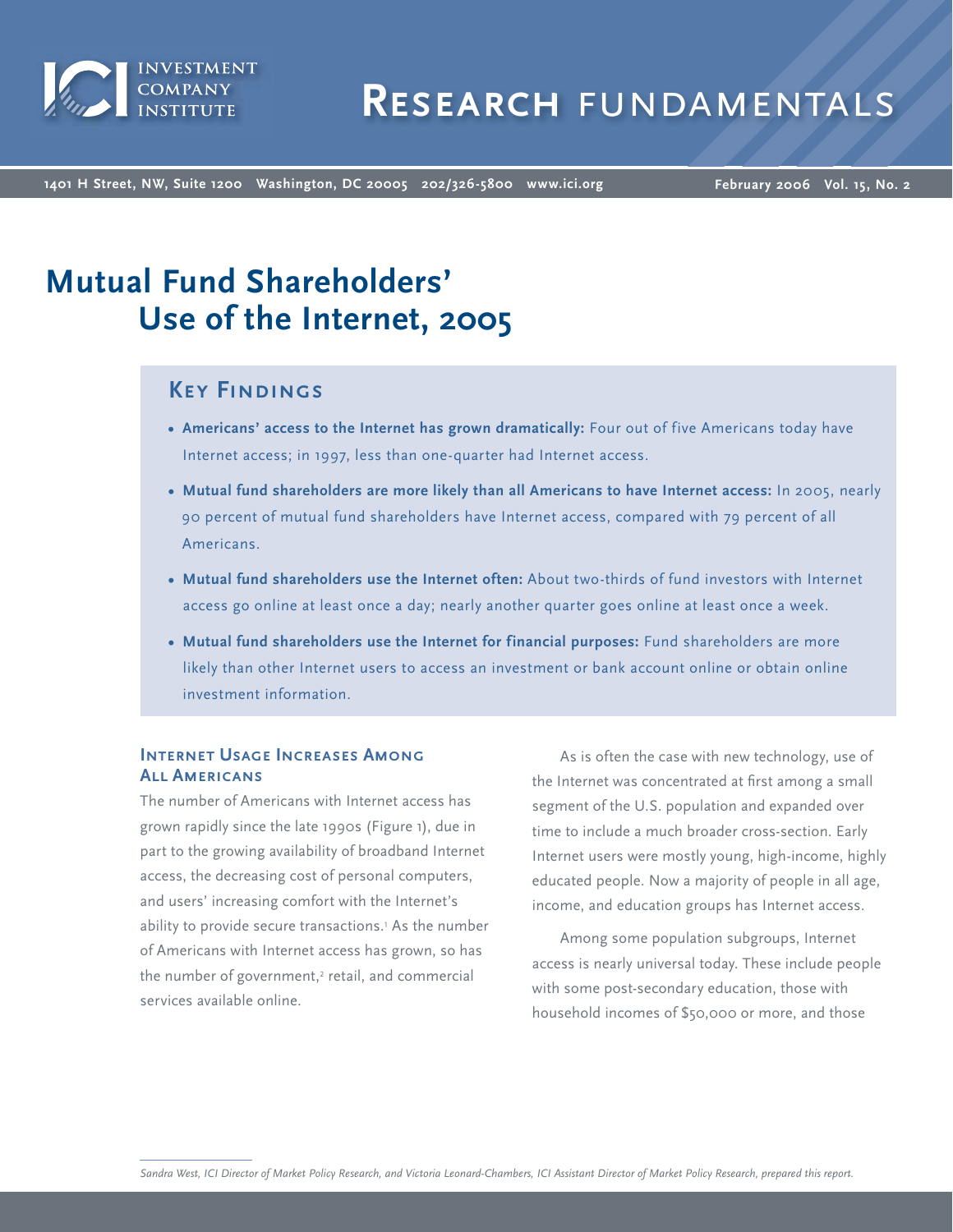# Research Fundamentals

1401 H Street, NW, Suite 1200 Washington, DC 20005 202/326-5800 www.ici.org

February 2006 Vol. 15, No. 2

# Mutual Fund Shareholders' Use of the Internet, 2005

## Key Findings

- **Americans' access to the Internet has grown dramatically:** Four out of five Americans today have Internet access; in 1997, less than one-quarter had Internet access.
- **Mutual fund shareholders are more likely than all Americans to have Internet access:** In 2005, nearly 90 percent of mutual fund shareholders have Internet access, compared with 79 percent of all Americans.
- **Mutual fund shareholders use the Internet often:** About two-thirds of fund investors with Internet access go online at least once a day; nearly another quarter goes online at least once a week.
- **Mutual fund shareholders use the Internet for financial purposes:** Fund shareholders are more likely than other Internet users to access an investment or bank account online or obtain online investment information.

## Internet Usage Increases Among All Americans

The number of Americans with Internet access has grown rapidly since the late 1990s (Figure 1), due in part to the growing availability of broadband Internet access, the decreasing cost of personal computers, and users' increasing comfort with the Internet's ability to provide secure transactions.[1] As the number of Americans with Internet access has grown, so has the number of government,[2] retail, and commercial services available online.

As is often the case with new technology, use of the Internet was concentrated at first among a small segment of the U.S. population and expanded over time to include a much broader cross-section. Early Internet users were mostly young, high-income, highly educated people. Now a majority of people in all age, income, and education groups has Internet access.

Among some population subgroups, Internet access is nearly universal today. These include people with some post-secondary education, those with household incomes of $50,000 or more, and those

*Sandra West, ICI Director of Market Policy Research, and Victoria Leonard-Chambers, ICI Assistant Director of Market Policy Research, prepared this report.*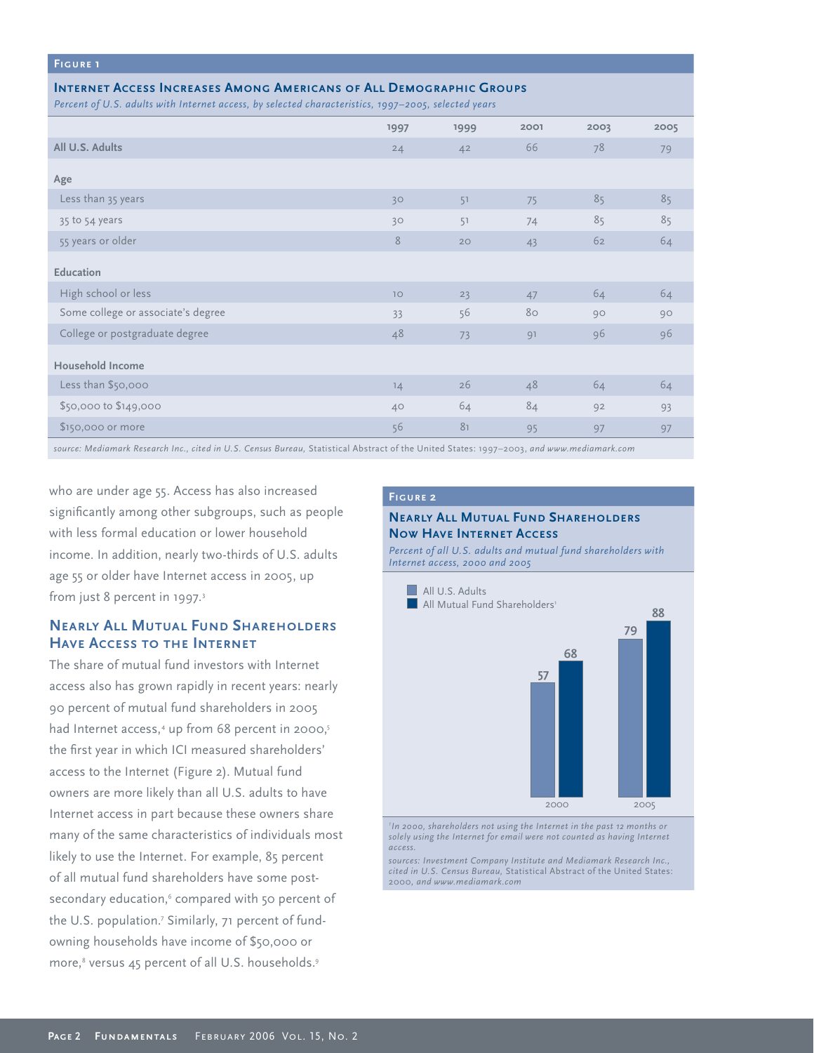**Figure 1**

### Internet Access Increases Among Americans of All Demographic Groups

*Percent of U.S. adults with Internet access, by selected characteristics, 1997–2005, selected years*

| | 1997 | 1999 | 2001 | 2003 | 2005 |
|---|---|---|---|---|---|
| **All U.S. Adults** | 24 | 42 | 66 | 78 | 79 |
| **Age** | | | | | |
| Less than 35 years | 30 | 51 | 75 | 85 | 85 |
| 35 to 54 years | 30 | 51 | 74 | 85 | 85 |
| 55 years or older | 8 | 20 | 43 | 62 | 64 |
| **Education** | | | | | |
| High school or less | 10 | 23 | 47 | 64 | 64 |
| Some college or associate's degree | 33 | 56 | 80 | 90 | 90 |
| College or postgraduate degree | 48 | 73 | 91 | 96 | 96 |
| **Household Income** | | | | | |
| Less than $50,000 | 14 | 26 | 48 | 64 | 64 |
| $50,000 to $149,000 | 40 | 64 | 84 | 92 | 93 |
| $150,000 or more | 56 | 81 | 95 | 97 | 97 |

*source: Mediamark Research Inc., cited in U.S. Census Bureau,* Statistical Abstract of the United States: 1997–2003, *and www.mediamark.com*

who are under age 55. Access has also increased significantly among other subgroups, such as people with less formal education or lower household income. In addition, nearly two-thirds of U.S. adults age 55 or older have Internet access in 2005, up from just 8 percent in 1997.[3]

## Nearly All Mutual Fund Shareholders Have Access to the Internet

The share of mutual fund investors with Internet access also has grown rapidly in recent years: nearly 90 percent of mutual fund shareholders in 2005 had Internet access,[4] up from 68 percent in 2000,[5] the first year in which ICI measured shareholders' access to the Internet (Figure 2). Mutual fund owners are more likely than all U.S. adults to have Internet access in part because these owners share many of the same characteristics of individuals most likely to use the Internet. For example, 85 percent of all mutual fund shareholders have some post-secondary education,[6] compared with 50 percent of the U.S. population.[7] Similarly, 71 percent of fund-owning households have income of $50,000 or more,[8] versus 45 percent of all U.S. households.[9]

**Figure 2**

### Nearly All Mutual Fund Shareholders Now Have Internet Access

*Percent of all U.S. adults and mutual fund shareholders with Internet access, 2000 and 2005*

| | 2000 | 2005 |
|---|---|---|
| All U.S. Adults | 57 | 79 |
| All Mutual Fund Shareholders[1] | 68 | 88 |

[1]*In 2000, shareholders not using the Internet in the past 12 months or solely using the Internet for email were not counted as having Internet access.*

*sources: Investment Company Institute and Mediamark Research Inc., cited in U.S. Census Bureau,* Statistical Abstract of the United States: 2000, *and www.mediamark.com*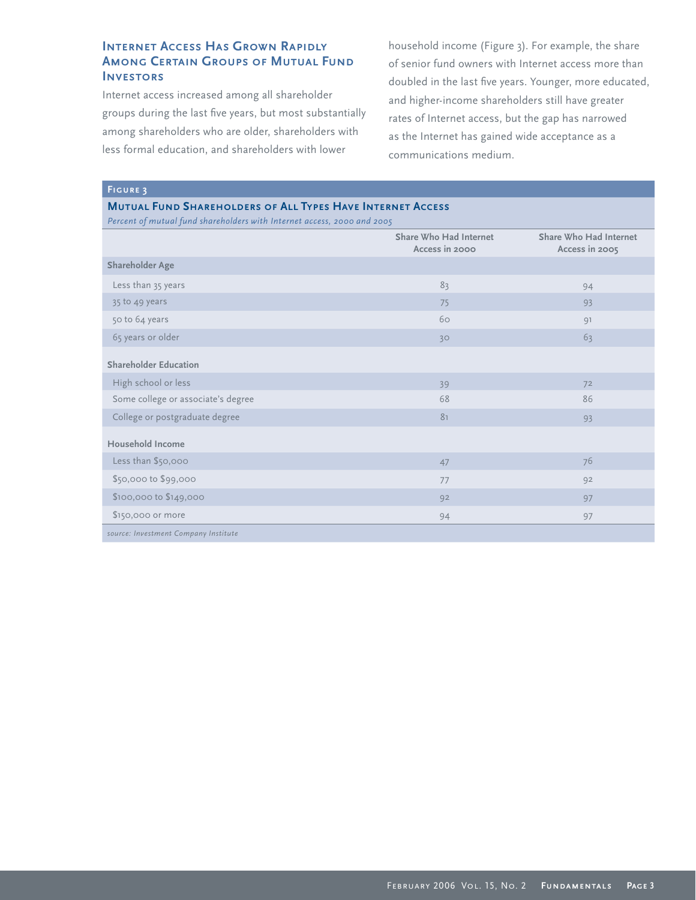## Internet Access Has Grown Rapidly Among Certain Groups of Mutual Fund Investors

Internet access increased among all shareholder groups during the last five years, but most substantially among shareholders who are older, shareholders with less formal education, and shareholders with lower household income (Figure 3). For example, the share of senior fund owners with Internet access more than doubled in the last five years. Younger, more educated, and higher-income shareholders still have greater rates of Internet access, but the gap has narrowed as the Internet has gained wide acceptance as a communications medium.

**Figure 3**

**Mutual Fund Shareholders of All Types Have Internet Access**

*Percent of mutual fund shareholders with Internet access, 2000 and 2005*

| | Share Who Had Internet Access in 2000 | Share Who Had Internet Access in 2005 |
|---|---|---|
| **Shareholder Age** | | |
| Less than 35 years | 83 | 94 |
| 35 to 49 years | 75 | 93 |
| 50 to 64 years | 60 | 91 |
| 65 years or older | 30 | 63 |
| **Shareholder Education** | | |
| High school or less | 39 | 72 |
| Some college or associate's degree | 68 | 86 |
| College or postgraduate degree | 81 | 93 |
| **Household Income** | | |
| Less than $50,000 | 47 | 76 |
| $50,000 to $99,000 | 77 | 92 |
| $100,000 to $149,000 | 92 | 97 |
| $150,000 or more | 94 | 97 |

*source: Investment Company Institute*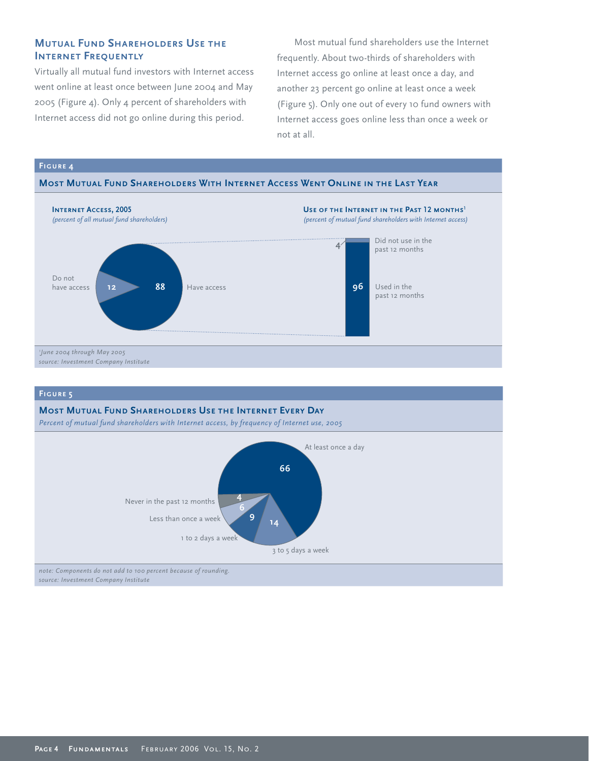## Mutual Fund Shareholders Use the Internet Frequently

Virtually all mutual fund investors with Internet access went online at least once between June 2004 and May 2005 (Figure 4). Only 4 percent of shareholders with Internet access did not go online during this period.

Most mutual fund shareholders use the Internet frequently. About two-thirds of shareholders with Internet access go online at least once a day, and another 23 percent go online at least once a week (Figure 5). Only one out of every 10 fund owners with Internet access goes online less than once a week or not at all.

### Figure 4

**Most Mutual Fund Shareholders With Internet Access Went Online in the Last Year**

**Internet Access, 2005**
*(percent of all mutual fund shareholders)*

| Category | Percent |
|---|---|
| Have access | 88 |
| Do not have access | 12 |

**Use of the Internet in the Past 12 Months[1]**
*(percent of mutual fund shareholders with Internet access)*

| Category | Percent |
|---|---|
| Used in the past 12 months | 96 |
| Did not use in the past 12 months | 4 |

[1]June 2004 through May 2005
source: Investment Company Institute

### Figure 5

**Most Mutual Fund Shareholders Use the Internet Every Day**

*Percent of mutual fund shareholders with Internet access, by frequency of Internet use, 2005*

| Frequency | Percent |
|---|---|
| At least once a day | 66 |
| 3 to 5 days a week | 14 |
| 1 to 2 days a week | 9 |
| Less than once a week | 6 |
| Never in the past 12 months | 4 |

note: Components do not add to 100 percent because of rounding.
source: Investment Company Institute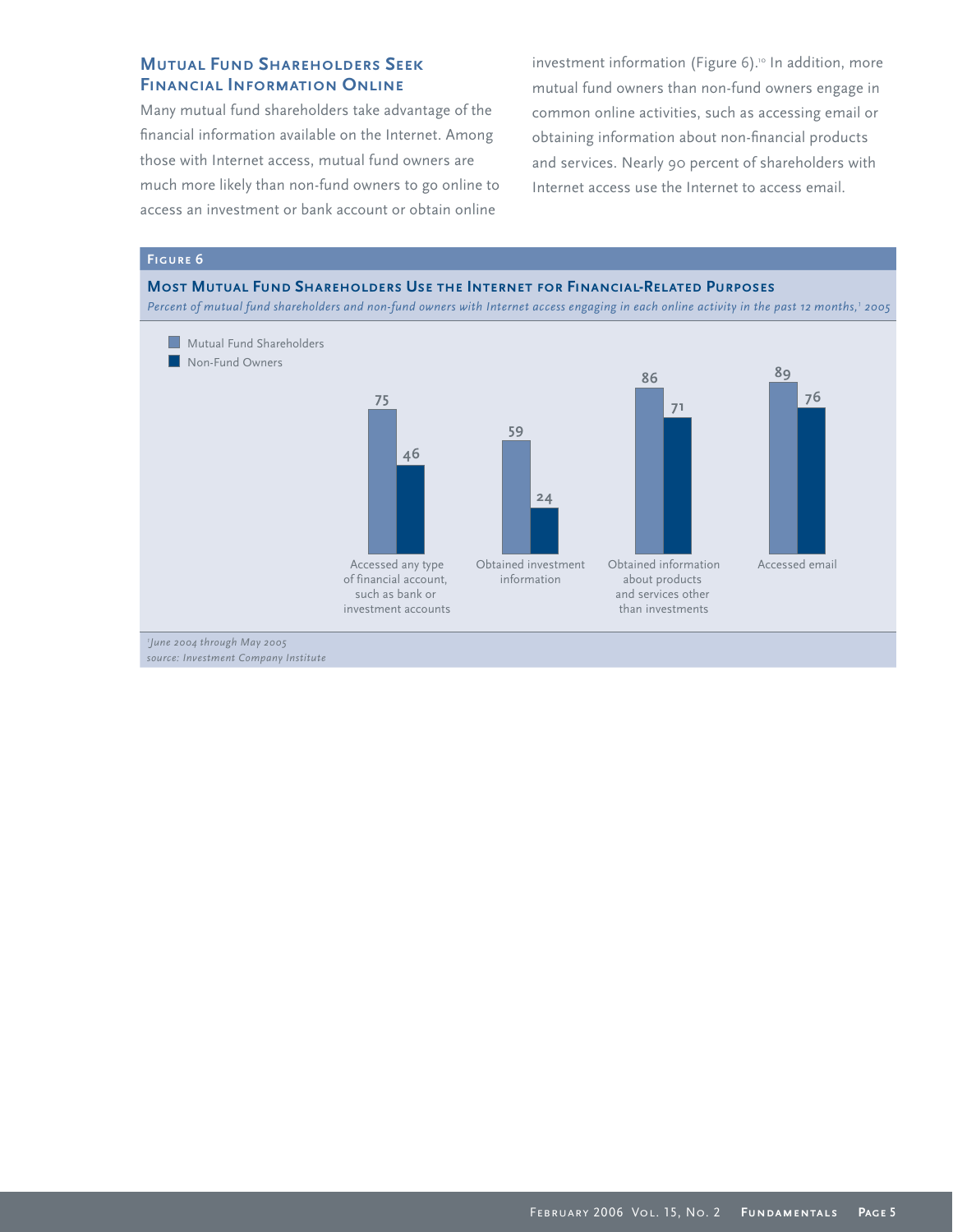## Mutual Fund Shareholders Seek Financial Information Online

Many mutual fund shareholders take advantage of the financial information available on the Internet. Among those with Internet access, mutual fund owners are much more likely than non-fund owners to go online to access an investment or bank account or obtain online investment information (Figure 6).[10] In addition, more mutual fund owners than non-fund owners engage in common online activities, such as accessing email or obtaining information about non-financial products and services. Nearly 90 percent of shareholders with Internet access use the Internet to access email.

**Figure 6**

**Most Mutual Fund Shareholders Use the Internet for Financial-Related Purposes**

*Percent of mutual fund shareholders and non-fund owners with Internet access engaging in each online activity in the past 12 months,[1] 2005*

| | Mutual Fund Shareholders | Non-Fund Owners |
|---|---|---|
| Accessed any type of financial account, such as bank or investment accounts | 75 | 46 |
| Obtained investment information | 59 | 24 |
| Obtained information about products and services other than investments | 86 | 71 |
| Accessed email | 89 | 76 |

*[1]June 2004 through May 2005*

*source: Investment Company Institute*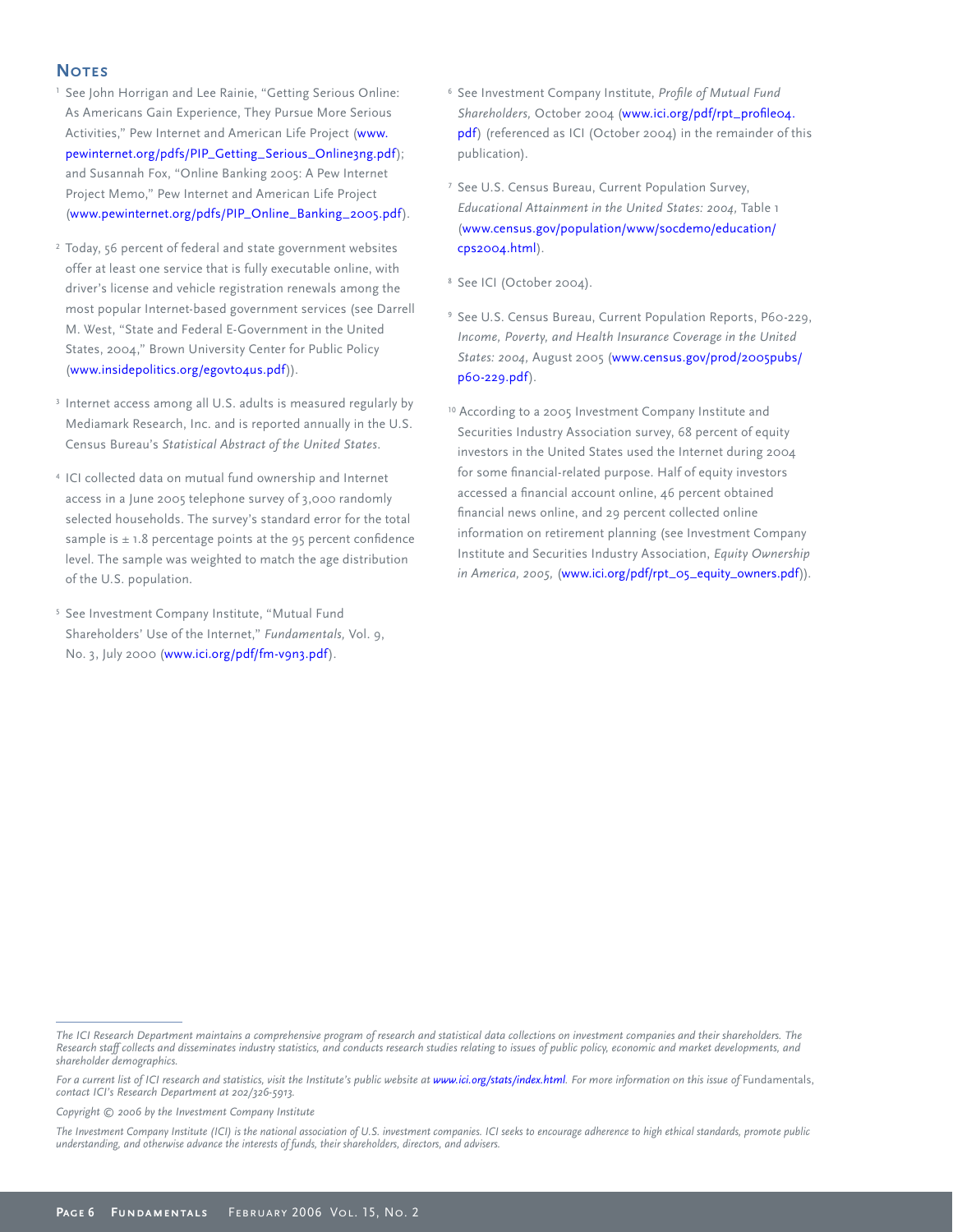## Notes

[1] See John Horrigan and Lee Rainie, "Getting Serious Online: As Americans Gain Experience, They Pursue More Serious Activities," Pew Internet and American Life Project (www.pewinternet.org/pdfs/PIP_Getting_Serious_Online3ng.pdf); and Susannah Fox, "Online Banking 2005: A Pew Internet Project Memo," Pew Internet and American Life Project (www.pewinternet.org/pdfs/PIP_Online_Banking_2005.pdf).

[2] Today, 56 percent of federal and state government websites offer at least one service that is fully executable online, with driver's license and vehicle registration renewals among the most popular Internet-based government services (see Darrell M. West, "State and Federal E-Government in the United States, 2004," Brown University Center for Public Policy (www.insidepolitics.org/egovt04us.pdf)).

[3] Internet access among all U.S. adults is measured regularly by Mediamark Research, Inc. and is reported annually in the U.S. Census Bureau's *Statistical Abstract of the United States*.

[4] ICI collected data on mutual fund ownership and Internet access in a June 2005 telephone survey of 3,000 randomly selected households. The survey's standard error for the total sample is ± 1.8 percentage points at the 95 percent confidence level. The sample was weighted to match the age distribution of the U.S. population.

[5] See Investment Company Institute, "Mutual Fund Shareholders' Use of the Internet," *Fundamentals,* Vol. 9, No. 3, July 2000 (www.ici.org/pdf/fm-v9n3.pdf).

[6] See Investment Company Institute, *Profile of Mutual Fund Shareholders,* October 2004 (www.ici.org/pdf/rpt_profile04.pdf) (referenced as ICI (October 2004) in the remainder of this publication).

[7] See U.S. Census Bureau, Current Population Survey, *Educational Attainment in the United States: 2004,* Table 1 (www.census.gov/population/www/socdemo/education/cps2004.html).

[8] See ICI (October 2004).

[9] See U.S. Census Bureau, Current Population Reports, P60-229, *Income, Poverty, and Health Insurance Coverage in the United States: 2004,* August 2005 (www.census.gov/prod/2005pubs/p60-229.pdf).

[10] According to a 2005 Investment Company Institute and Securities Industry Association survey, 68 percent of equity investors in the United States used the Internet during 2004 for some financial-related purpose. Half of equity investors accessed a financial account online, 46 percent obtained financial news online, and 29 percent collected online information on retirement planning (see Investment Company Institute and Securities Industry Association, *Equity Ownership in America, 2005,* (www.ici.org/pdf/rpt_05_equity_owners.pdf)).

---

*The ICI Research Department maintains a comprehensive program of research and statistical data collections on investment companies and their shareholders. The Research staff collects and disseminates industry statistics, and conducts research studies relating to issues of public policy, economic and market developments, and shareholder demographics.*

*For a current list of ICI research and statistics, visit the Institute's public website at* ***www.ici.org/stats/index.html****. For more information on this issue of* Fundamentals, *contact ICI's Research Department at 202/326-5913.*

*Copyright © 2006 by the Investment Company Institute*

*The Investment Company Institute (ICI) is the national association of U.S. investment companies. ICI seeks to encourage adherence to high ethical standards, promote public understanding, and otherwise advance the interests of funds, their shareholders, directors, and advisers.*